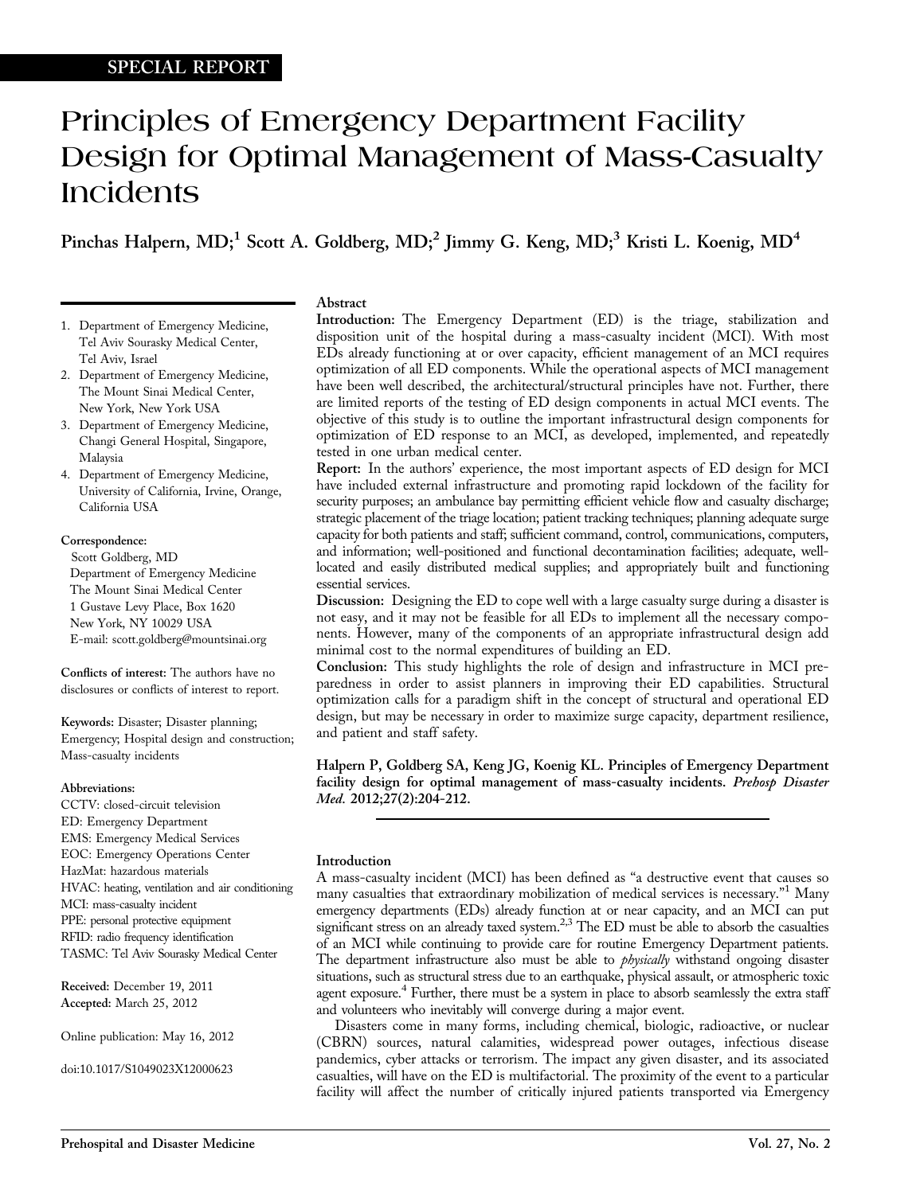SPECIAL REPORT

# Principles of Emergency Department Facility Design for Optimal Management of Mass-Casualty Incidents

**Pinchas Halpern, MD;[1] Scott A. Goldberg, MD;[2] Jimmy G. Keng, MD;[3] Kristi L. Koenig, MD[4]**

1. Department of Emergency Medicine, Tel Aviv Sourasky Medical Center, Tel Aviv, Israel
2. Department of Emergency Medicine, The Mount Sinai Medical Center, New York, New York USA
3. Department of Emergency Medicine, Changi General Hospital, Singapore, Malaysia
4. Department of Emergency Medicine, University of California, Irvine, Orange, California USA

**Correspondence:**
Scott Goldberg, MD
Department of Emergency Medicine
The Mount Sinai Medical Center
1 Gustave Levy Place, Box 1620
New York, NY 10029 USA
E-mail: scott.goldberg@mountsinai.org

**Conflicts of interest:** The authors have no disclosures or conflicts of interest to report.

**Keywords:** Disaster; Disaster planning; Emergency; Hospital design and construction; Mass-casualty incidents

**Abbreviations:**
CCTV: closed-circuit television
ED: Emergency Department
EMS: Emergency Medical Services
EOC: Emergency Operations Center
HazMat: hazardous materials
HVAC: heating, ventilation and air conditioning
MCI: mass-casualty incident
PPE: personal protective equipment
RFID: radio frequency identification
TASMC: Tel Aviv Sourasky Medical Center

**Received:** December 19, 2011
**Accepted:** March 25, 2012

Online publication: May 16, 2012

doi:10.1017/S1049023X12000623

## Abstract

**Introduction:** The Emergency Department (ED) is the triage, stabilization and disposition unit of the hospital during a mass-casualty incident (MCI). With most EDs already functioning at or over capacity, efficient management of an MCI requires optimization of all ED components. While the operational aspects of MCI management have been well described, the architectural/structural principles have not. Further, there are limited reports of the testing of ED design components in actual MCI events. The objective of this study is to outline the important infrastructural design components for optimization of ED response to an MCI, as developed, implemented, and repeatedly tested in one urban medical center.

**Report:** In the authors' experience, the most important aspects of ED design for MCI have included external infrastructure and promoting rapid lockdown of the facility for security purposes; an ambulance bay permitting efficient vehicle flow and casualty discharge; strategic placement of the triage location; patient tracking techniques; planning adequate surge capacity for both patients and staff; sufficient command, control, communications, computers, and information; well-positioned and functional decontamination facilities; adequate, well-located and easily distributed medical supplies; and appropriately built and functioning essential services.

**Discussion:** Designing the ED to cope well with a large casualty surge during a disaster is not easy, and it may not be feasible for all EDs to implement all the necessary components. However, many of the components of an appropriate infrastructural design add minimal cost to the normal expenditures of building an ED.

**Conclusion:** This study highlights the role of design and infrastructure in MCI preparedness in order to assist planners in improving their ED capabilities. Structural optimization calls for a paradigm shift in the concept of structural and operational ED design, but may be necessary in order to maximize surge capacity, department resilience, and patient and staff safety.

**Halpern P, Goldberg SA, Keng JG, Koenig KL. Principles of Emergency Department facility design for optimal management of mass-casualty incidents. *Prehosp Disaster Med.* 2012;27(2):204-212.**

## Introduction

A mass-casualty incident (MCI) has been defined as "a destructive event that causes so many casualties that extraordinary mobilization of medical services is necessary."[1] Many emergency departments (EDs) already function at or near capacity, and an MCI can put significant stress on an already taxed system.[2,3] The ED must be able to absorb the casualties of an MCI while continuing to provide care for routine Emergency Department patients. The department infrastructure also must be able to *physically* withstand ongoing disaster situations, such as structural stress due to an earthquake, physical assault, or atmospheric toxic agent exposure.[4] Further, there must be a system in place to absorb seamlessly the extra staff and volunteers who inevitably will converge during a major event.

Disasters come in many forms, including chemical, biologic, radioactive, or nuclear (CBRN) sources, natural calamities, widespread power outages, infectious disease pandemics, cyber attacks or terrorism. The impact any given disaster, and its associated casualties, will have on the ED is multifactorial. The proximity of the event to a particular facility will affect the number of critically injured patients transported via Emergency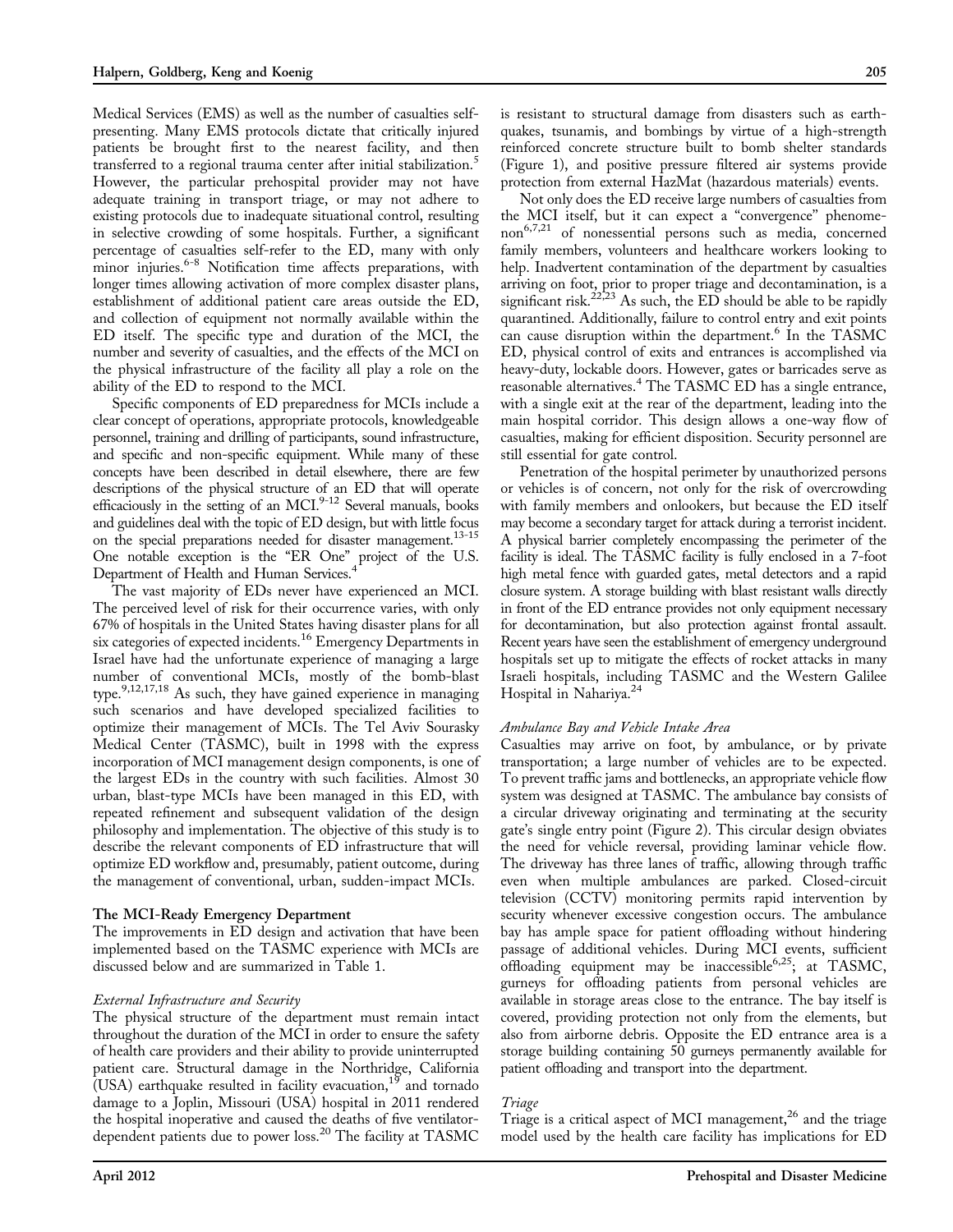Medical Services (EMS) as well as the number of casualties self-presenting. Many EMS protocols dictate that critically injured patients be brought first to the nearest facility, and then transferred to a regional trauma center after initial stabilization.[5] However, the particular prehospital provider may not have adequate training in transport triage, or may not adhere to existing protocols due to inadequate situational control, resulting in selective crowding of some hospitals. Further, a significant percentage of casualties self-refer to the ED, many with only minor injuries.[6-8] Notification time affects preparations, with longer times allowing activation of more complex disaster plans, establishment of additional patient care areas outside the ED, and collection of equipment not normally available within the ED itself. The specific type and duration of the MCI, the number and severity of casualties, and the effects of the MCI on the physical infrastructure of the facility all play a role on the ability of the ED to respond to the MCI.

Specific components of ED preparedness for MCIs include a clear concept of operations, appropriate protocols, knowledgeable personnel, training and drilling of participants, sound infrastructure, and specific and non-specific equipment. While many of these concepts have been described in detail elsewhere, there are few descriptions of the physical structure of an ED that will operate efficaciously in the setting of an MCI.[9-12] Several manuals, books and guidelines deal with the topic of ED design, but with little focus on the special preparations needed for disaster management.[13-15] One notable exception is the "ER One" project of the U.S. Department of Health and Human Services.[4]

The vast majority of EDs never have experienced an MCI. The perceived level of risk for their occurrence varies, with only 67% of hospitals in the United States having disaster plans for all six categories of expected incidents.[16] Emergency Departments in Israel have had the unfortunate experience of managing a large number of conventional MCIs, mostly of the bomb-blast type.[9,12,17,18] As such, they have gained experience in managing such scenarios and have developed specialized facilities to optimize their management of MCIs. The Tel Aviv Sourasky Medical Center (TASMC), built in 1998 with the express incorporation of MCI management design components, is one of the largest EDs in the country with such facilities. Almost 30 urban, blast-type MCIs have been managed in this ED, with repeated refinement and subsequent validation of the design philosophy and implementation. The objective of this study is to describe the relevant components of ED infrastructure that will optimize ED workflow and, presumably, patient outcome, during the management of conventional, urban, sudden-impact MCIs.

## The MCI-Ready Emergency Department

The improvements in ED design and activation that have been implemented based on the TASMC experience with MCIs are discussed below and are summarized in Table 1.

### *External Infrastructure and Security*

The physical structure of the department must remain intact throughout the duration of the MCI in order to ensure the safety of health care providers and their ability to provide uninterrupted patient care. Structural damage in the Northridge, California (USA) earthquake resulted in facility evacuation,[19] and tornado damage to a Joplin, Missouri (USA) hospital in 2011 rendered the hospital inoperative and caused the deaths of five ventilator-dependent patients due to power loss.[20] The facility at TASMC is resistant to structural damage from disasters such as earthquakes, tsunamis, and bombings by virtue of a high-strength reinforced concrete structure built to bomb shelter standards (Figure 1), and positive pressure filtered air systems provide protection from external HazMat (hazardous materials) events.

Not only does the ED receive large numbers of casualties from the MCI itself, but it can expect a "convergence" phenomenon[6,7,21] of nonessential persons such as media, concerned family members, volunteers and healthcare workers looking to help. Inadvertent contamination of the department by casualties arriving on foot, prior to proper triage and decontamination, is a significant risk.[22,23] As such, the ED should be able to be rapidly quarantined. Additionally, failure to control entry and exit points can cause disruption within the department.[6] In the TASMC ED, physical control of exits and entrances is accomplished via heavy-duty, lockable doors. However, gates or barricades serve as reasonable alternatives.[4] The TASMC ED has a single entrance, with a single exit at the rear of the department, leading into the main hospital corridor. This design allows a one-way flow of casualties, making for efficient disposition. Security personnel are still essential for gate control.

Penetration of the hospital perimeter by unauthorized persons or vehicles is of concern, not only for the risk of overcrowding with family members and onlookers, but because the ED itself may become a secondary target for attack during a terrorist incident. A physical barrier completely encompassing the perimeter of the facility is ideal. The TASMC facility is fully enclosed in a 7-foot high metal fence with guarded gates, metal detectors and a rapid closure system. A storage building with blast resistant walls directly in front of the ED entrance provides not only equipment necessary for decontamination, but also protection against frontal assault. Recent years have seen the establishment of emergency underground hospitals set up to mitigate the effects of rocket attacks in many Israeli hospitals, including TASMC and the Western Galilee Hospital in Nahariya.[24]

### *Ambulance Bay and Vehicle Intake Area*

Casualties may arrive on foot, by ambulance, or by private transportation; a large number of vehicles are to be expected. To prevent traffic jams and bottlenecks, an appropriate vehicle flow system was designed at TASMC. The ambulance bay consists of a circular driveway originating and terminating at the security gate's single entry point (Figure 2). This circular design obviates the need for vehicle reversal, providing laminar vehicle flow. The driveway has three lanes of traffic, allowing through traffic even when multiple ambulances are parked. Closed-circuit television (CCTV) monitoring permits rapid intervention by security whenever excessive congestion occurs. The ambulance bay has ample space for patient offloading without hindering passage of additional vehicles. During MCI events, sufficient offloading equipment may be inaccessible[6,25]; at TASMC, gurneys for offloading patients from personal vehicles are available in storage areas close to the entrance. The bay itself is covered, providing protection not only from the elements, but also from airborne debris. Opposite the ED entrance area is a storage building containing 50 gurneys permanently available for patient offloading and transport into the department.

### *Triage*

Triage is a critical aspect of MCI management,[26] and the triage model used by the health care facility has implications for ED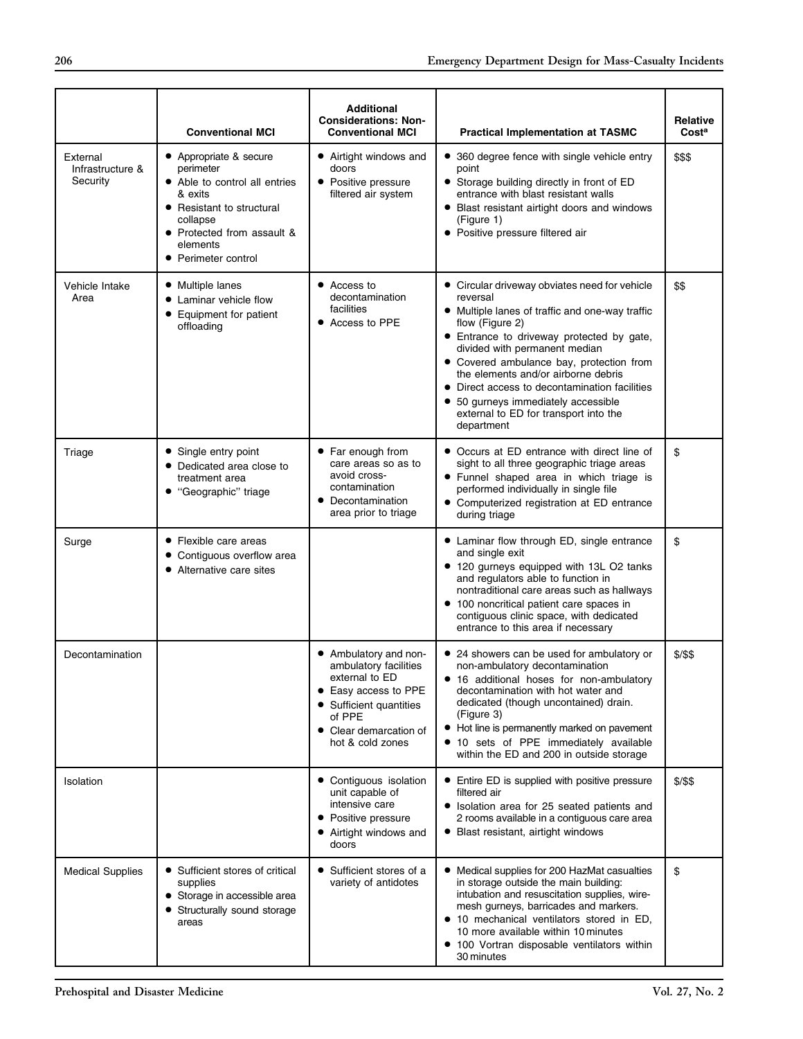| | Conventional MCI | Additional Considerations: Non-Conventional MCI | Practical Implementation at TASMC | Relative Cost[a] |
|---|---|---|---|---|
| External Infrastructure & Security | • Appropriate & secure perimeter<br>• Able to control all entries & exits<br>• Resistant to structural collapse<br>• Protected from assault & elements<br>• Perimeter control | • Airtight windows and doors<br>• Positive pressure filtered air system | • 360 degree fence with single vehicle entry point<br>• Storage building directly in front of ED entrance with blast resistant walls<br>• Blast resistant airtight doors and windows (Figure 1)<br>• Positive pressure filtered air | $$$ |
| Vehicle Intake Area | • Multiple lanes<br>• Laminar vehicle flow<br>• Equipment for patient offloading | • Access to decontamination facilities<br>• Access to PPE | • Circular driveway obviates need for vehicle reversal<br>• Multiple lanes of traffic and one-way traffic flow (Figure 2)<br>• Entrance to driveway protected by gate, divided with permanent median<br>• Covered ambulance bay, protection from the elements and/or airborne debris<br>• Direct access to decontamination facilities<br>• 50 gurneys immediately accessible external to ED for transport into the department | $$ |
| Triage | • Single entry point<br>• Dedicated area close to treatment area<br>• "Geographic" triage | • Far enough from care areas so as to avoid cross-contamination<br>• Decontamination area prior to triage | • Occurs at ED entrance with direct line of sight to all three geographic triage areas<br>• Funnel shaped area in which triage is performed individually in single file<br>• Computerized registration at ED entrance during triage | $ |
| Surge | • Flexible care areas<br>• Contiguous overflow area<br>• Alternative care sites | | • Laminar flow through ED, single entrance and single exit<br>• 120 gurneys equipped with 13L O2 tanks and regulators able to function in nontraditional care areas such as hallways<br>• 100 noncritical patient care spaces in contiguous clinic space, with dedicated entrance to this area if necessary | $ |
| Decontamination | | • Ambulatory and non-ambulatory facilities external to ED<br>• Easy access to PPE<br>• Sufficient quantities of PPE<br>• Clear demarcation of hot & cold zones | • 24 showers can be used for ambulatory or non-ambulatory decontamination<br>• 16 additional hoses for non-ambulatory decontamination with hot water and dedicated (though uncontained) drain. (Figure 3)<br>• Hot line is permanently marked on pavement<br>• 10 sets of PPE immediately available within the ED and 200 in outside storage | $/$$ |
| Isolation | | • Contiguous isolation unit capable of intensive care<br>• Positive pressure<br>• Airtight windows and doors | • Entire ED is supplied with positive pressure filtered air<br>• Isolation area for 25 seated patients and 2 rooms available in a contiguous care area<br>• Blast resistant, airtight windows | $/$$ |
| Medical Supplies | • Sufficient stores of critical supplies<br>• Storage in accessible area<br>• Structurally sound storage areas | • Sufficient stores of a variety of antidotes | • Medical supplies for 200 HazMat casualties in storage outside the main building: intubation and resuscitation supplies, wire-mesh gurneys, barricades and markers.<br>• 10 mechanical ventilators stored in ED, 10 more available within 10 minutes<br>• 100 Vortran disposable ventilators within 30 minutes | $ |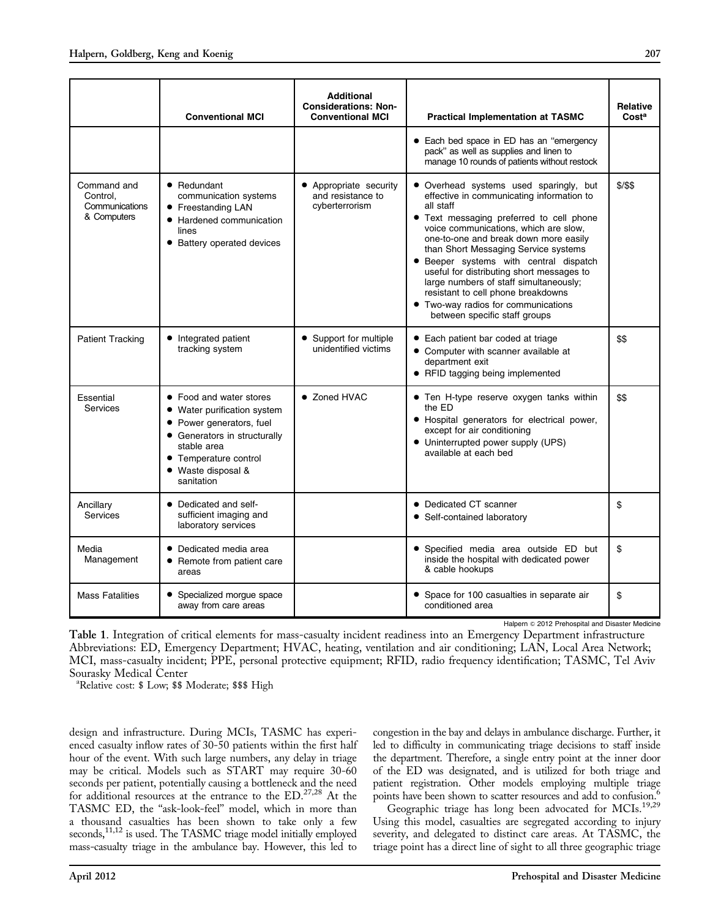| | Conventional MCI | Additional Considerations: Non-Conventional MCI | Practical Implementation at TASMC | Relative Cost[a] |
|---|---|---|---|---|
| | | | • Each bed space in ED has an "emergency pack" as well as supplies and linen to manage 10 rounds of patients without restock | |
| Command and Control, Communications & Computers | • Redundant communication systems<br>• Freestanding LAN<br>• Hardened communication lines<br>• Battery operated devices | • Appropriate security and resistance to cyberterrorism | • Overhead systems used sparingly, but effective in communicating information to all staff<br>• Text messaging preferred to cell phone voice communications, which are slow, one-to-one and break down more easily than Short Messaging Service systems<br>• Beeper systems with central dispatch useful for distributing short messages to large numbers of staff simultaneously; resistant to cell phone breakdowns<br>• Two-way radios for communications between specific staff groups | $/$$ |
| Patient Tracking | • Integrated patient tracking system | • Support for multiple unidentified victims | • Each patient bar coded at triage<br>• Computer with scanner available at department exit<br>• RFID tagging being implemented | $$ |
| Essential Services | • Food and water stores<br>• Water purification system<br>• Power generators, fuel<br>• Generators in structurally stable area<br>• Temperature control<br>• Waste disposal & sanitation | • Zoned HVAC | • Ten H-type reserve oxygen tanks within the ED<br>• Hospital generators for electrical power, except for air conditioning<br>• Uninterrupted power supply (UPS) available at each bed | $$ |
| Ancillary Services | • Dedicated and self-sufficient imaging and laboratory services | | • Dedicated CT scanner<br>• Self-contained laboratory | $ |
| Media Management | • Dedicated media area<br>• Remote from patient care areas | | • Specified media area outside ED but inside the hospital with dedicated power & cable hookups | $ |
| Mass Fatalities | • Specialized morgue space away from care areas | | • Space for 100 casualties in separate air conditioned area | $ |

Halpern © 2012 Prehospital and Disaster Medicine

**Table 1**. Integration of critical elements for mass-casualty incident readiness into an Emergency Department infrastructure
Abbreviations: ED, Emergency Department; HVAC, heating, ventilation and air conditioning; LAN, Local Area Network; MCI, mass-casualty incident; PPE, personal protective equipment; RFID, radio frequency identification; TASMC, Tel Aviv Sourasky Medical Center
[a]Relative cost: $ Low; $$ Moderate; $$$ High

design and infrastructure. During MCIs, TASMC has experienced casualty inflow rates of 30-50 patients within the first half hour of the event. With such large numbers, any delay in triage may be critical. Models such as START may require 30-60 seconds per patient, potentially causing a bottleneck and the need for additional resources at the entrance to the ED.[27,28] At the TASMC ED, the "ask-look-feel" model, which in more than a thousand casualties has been shown to take only a few seconds,[11,12] is used. The TASMC triage model initially employed mass-casualty triage in the ambulance bay. However, this led to congestion in the bay and delays in ambulance discharge. Further, it led to difficulty in communicating triage decisions to staff inside the department. Therefore, a single entry point at the inner door of the ED was designated, and is utilized for both triage and patient registration. Other models employing multiple triage points have been shown to scatter resources and add to confusion.[6]

Geographic triage has long been advocated for MCIs.[19,29] Using this model, casualties are segregated according to injury severity, and delegated to distinct care areas. At TASMC, the triage point has a direct line of sight to all three geographic triage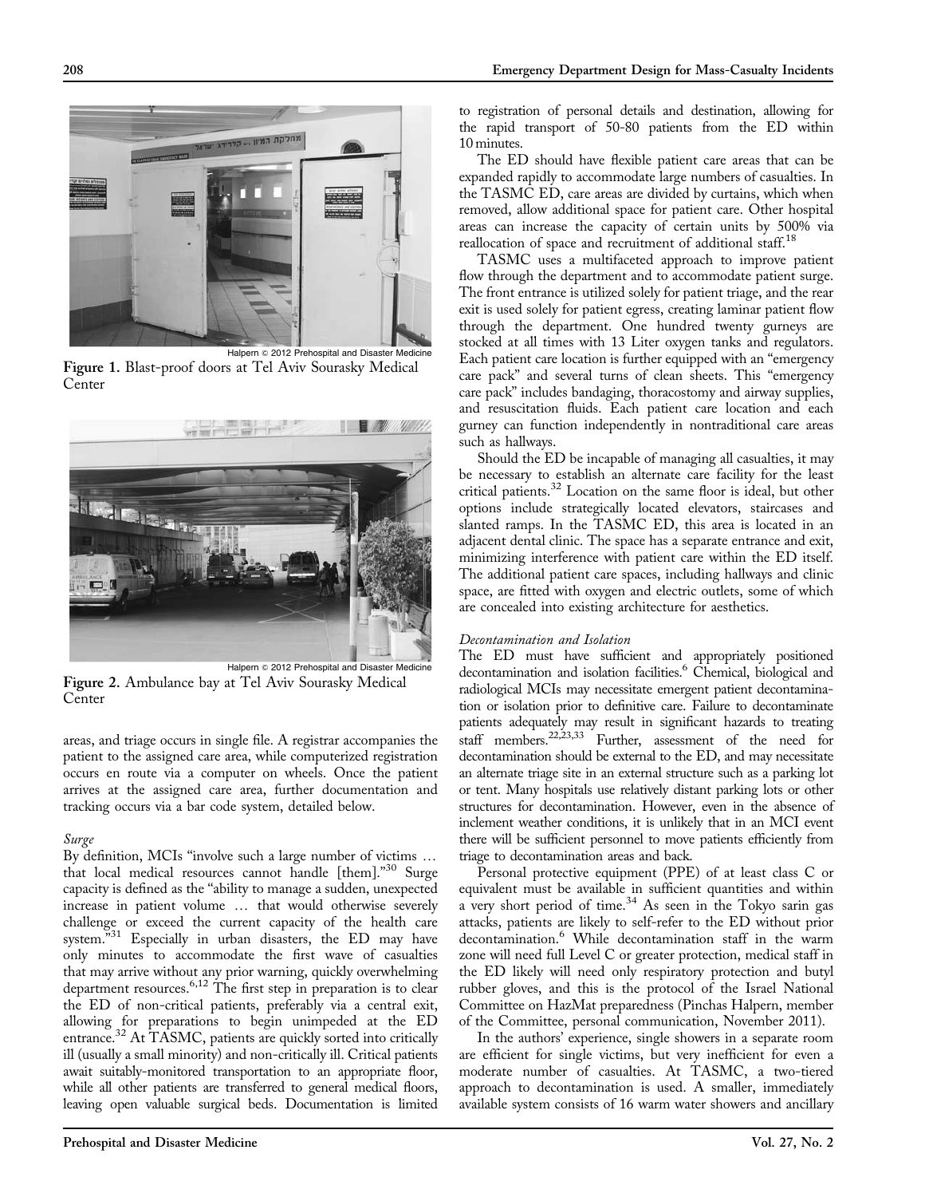Halpern © 2012 Prehospital and Disaster Medicine

Figure 1. Blast-proof doors at Tel Aviv Sourasky Medical Center

Halpern © 2012 Prehospital and Disaster Medicine

Figure 2. Ambulance bay at Tel Aviv Sourasky Medical Center

areas, and triage occurs in single file. A registrar accompanies the patient to the assigned care area, while computerized registration occurs en route via a computer on wheels. Once the patient arrives at the assigned care area, further documentation and tracking occurs via a bar code system, detailed below.

*Surge*

By definition, MCIs "involve such a large number of victims … that local medical resources cannot handle [them]."[30] Surge capacity is defined as the "ability to manage a sudden, unexpected increase in patient volume … that would otherwise severely challenge or exceed the current capacity of the health care system."[31] Especially in urban disasters, the ED may have only minutes to accommodate the first wave of casualties that may arrive without any prior warning, quickly overwhelming department resources.[6,12] The first step in preparation is to clear the ED of non-critical patients, preferably via a central exit, allowing for preparations to begin unimpeded at the ED entrance.[32] At TASMC, patients are quickly sorted into critically ill (usually a small minority) and non-critically ill. Critical patients await suitably-monitored transportation to an appropriate floor, while all other patients are transferred to general medical floors, leaving open valuable surgical beds. Documentation is limited to registration of personal details and destination, allowing for the rapid transport of 50-80 patients from the ED within 10 minutes.

The ED should have flexible patient care areas that can be expanded rapidly to accommodate large numbers of casualties. In the TASMC ED, care areas are divided by curtains, which when removed, allow additional space for patient care. Other hospital areas can increase the capacity of certain units by 500% via reallocation of space and recruitment of additional staff.[18]

TASMC uses a multifaceted approach to improve patient flow through the department and to accommodate patient surge. The front entrance is utilized solely for patient triage, and the rear exit is used solely for patient egress, creating laminar patient flow through the department. One hundred twenty gurneys are stocked at all times with 13 Liter oxygen tanks and regulators. Each patient care location is further equipped with an "emergency care pack" and several turns of clean sheets. This "emergency care pack" includes bandaging, thoracostomy and airway supplies, and resuscitation fluids. Each patient care location and each gurney can function independently in nontraditional care areas such as hallways.

Should the ED be incapable of managing all casualties, it may be necessary to establish an alternate care facility for the least critical patients.[32] Location on the same floor is ideal, but other options include strategically located elevators, staircases and slanted ramps. In the TASMC ED, this area is located in an adjacent dental clinic. The space has a separate entrance and exit, minimizing interference with patient care within the ED itself. The additional patient care spaces, including hallways and clinic space, are fitted with oxygen and electric outlets, some of which are concealed into existing architecture for aesthetics.

*Decontamination and Isolation*

The ED must have sufficient and appropriately positioned decontamination and isolation facilities.[6] Chemical, biological and radiological MCIs may necessitate emergent patient decontamination or isolation prior to definitive care. Failure to decontaminate patients adequately may result in significant hazards to treating staff members.[22,23,33] Further, assessment of the need for decontamination should be external to the ED, and may necessitate an alternate triage site in an external structure such as a parking lot or tent. Many hospitals use relatively distant parking lots or other structures for decontamination. However, even in the absence of inclement weather conditions, it is unlikely that in an MCI event there will be sufficient personnel to move patients efficiently from triage to decontamination areas and back.

Personal protective equipment (PPE) of at least class C or equivalent must be available in sufficient quantities and within a very short period of time.[34] As seen in the Tokyo sarin gas attacks, patients are likely to self-refer to the ED without prior decontamination.[6] While decontamination staff in the warm zone will need full Level C or greater protection, medical staff in the ED likely will need only respiratory protection and butyl rubber gloves, and this is the protocol of the Israel National Committee on HazMat preparedness (Pinchas Halpern, member of the Committee, personal communication, November 2011).

In the authors' experience, single showers in a separate room are efficient for single victims, but very inefficient for even a moderate number of casualties. At TASMC, a two-tiered approach to decontamination is used. A smaller, immediately available system consists of 16 warm water showers and ancillary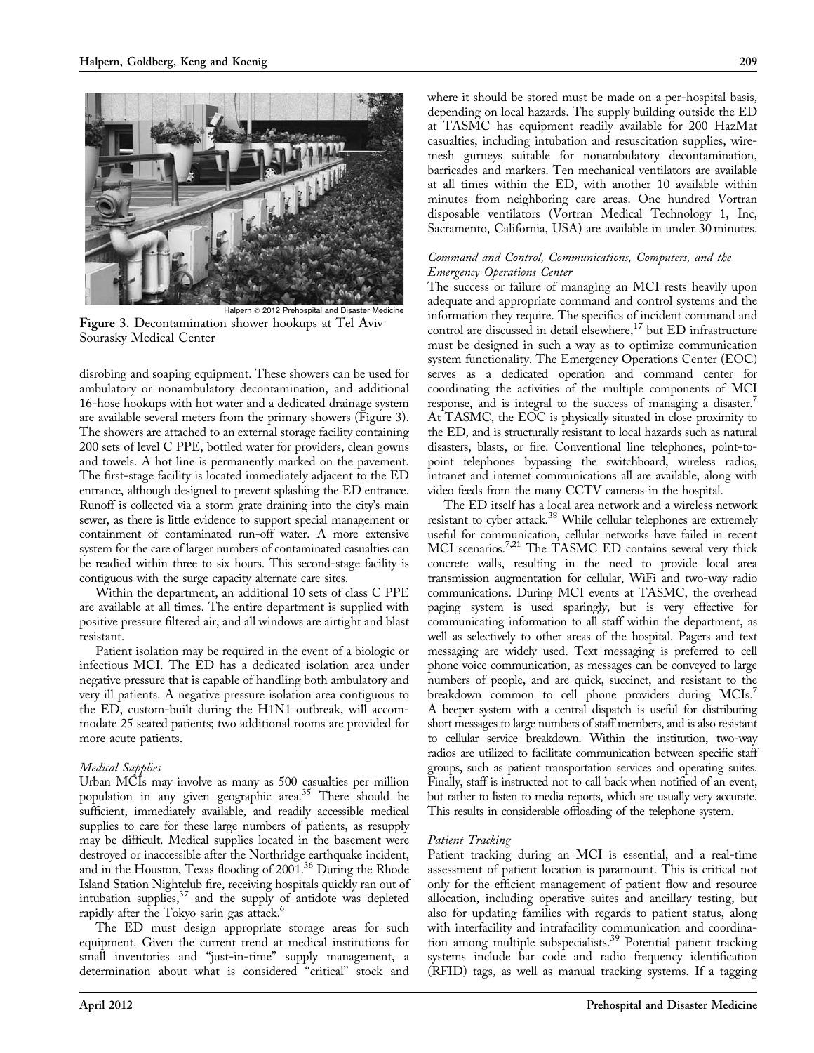Halpern © 2012 Prehospital and Disaster Medicine

**Figure 3.** Decontamination shower hookups at Tel Aviv Sourasky Medical Center

disrobing and soaping equipment. These showers can be used for ambulatory or nonambulatory decontamination, and additional 16-hose hookups with hot water and a dedicated drainage system are available several meters from the primary showers (Figure 3). The showers are attached to an external storage facility containing 200 sets of level C PPE, bottled water for providers, clean gowns and towels. A hot line is permanently marked on the pavement. The first-stage facility is located immediately adjacent to the ED entrance, although designed to prevent splashing the ED entrance. Runoff is collected via a storm grate draining into the city's main sewer, as there is little evidence to support special management or containment of contaminated run-off water. A more extensive system for the care of larger numbers of contaminated casualties can be readied within three to six hours. This second-stage facility is contiguous with the surge capacity alternate care sites.

Within the department, an additional 10 sets of class C PPE are available at all times. The entire department is supplied with positive pressure filtered air, and all windows are airtight and blast resistant.

Patient isolation may be required in the event of a biologic or infectious MCI. The ED has a dedicated isolation area under negative pressure that is capable of handling both ambulatory and very ill patients. A negative pressure isolation area contiguous to the ED, custom-built during the H1N1 outbreak, will accommodate 25 seated patients; two additional rooms are provided for more acute patients.

### *Medical Supplies*

Urban MCIs may involve as many as 500 casualties per million population in any given geographic area.[35] There should be sufficient, immediately available, and readily accessible medical supplies to care for these large numbers of patients, as resupply may be difficult. Medical supplies located in the basement were destroyed or inaccessible after the Northridge earthquake incident, and in the Houston, Texas flooding of 2001.[36] During the Rhode Island Station Nightclub fire, receiving hospitals quickly ran out of intubation supplies,[37] and the supply of antidote was depleted rapidly after the Tokyo sarin gas attack.[6]

The ED must design appropriate storage areas for such equipment. Given the current trend at medical institutions for small inventories and "just-in-time" supply management, a determination about what is considered "critical" stock and where it should be stored must be made on a per-hospital basis, depending on local hazards. The supply building outside the ED at TASMC has equipment readily available for 200 HazMat casualties, including intubation and resuscitation supplies, wire-mesh gurneys suitable for nonambulatory decontamination, barricades and markers. Ten mechanical ventilators are available at all times within the ED, with another 10 available within minutes from neighboring care areas. One hundred Vortran disposable ventilators (Vortran Medical Technology 1, Inc, Sacramento, California, USA) are available in under 30 minutes.

### *Command and Control, Communications, Computers, and the Emergency Operations Center*

The success or failure of managing an MCI rests heavily upon adequate and appropriate command and control systems and the information they require. The specifics of incident command and control are discussed in detail elsewhere,[17] but ED infrastructure must be designed in such a way as to optimize communication system functionality. The Emergency Operations Center (EOC) serves as a dedicated operation and command center for coordinating the activities of the multiple components of MCI response, and is integral to the success of managing a disaster.[7] At TASMC, the EOC is physically situated in close proximity to the ED, and is structurally resistant to local hazards such as natural disasters, blasts, or fire. Conventional line telephones, point-to-point telephones bypassing the switchboard, wireless radios, intranet and internet communications all are available, along with video feeds from the many CCTV cameras in the hospital.

The ED itself has a local area network and a wireless network resistant to cyber attack.[38] While cellular telephones are extremely useful for communication, cellular networks have failed in recent MCI scenarios.[7,21] The TASMC ED contains several very thick concrete walls, resulting in the need to provide local area transmission augmentation for cellular, WiFi and two-way radio communications. During MCI events at TASMC, the overhead paging system is used sparingly, but is very effective for communicating information to all staff within the department, as well as selectively to other areas of the hospital. Pagers and text messaging are widely used. Text messaging is preferred to cell phone voice communication, as messages can be conveyed to large numbers of people, and are quick, succinct, and resistant to the breakdown common to cell phone providers during MCIs.[7] A beeper system with a central dispatch is useful for distributing short messages to large numbers of staff members, and is also resistant to cellular service breakdown. Within the institution, two-way radios are utilized to facilitate communication between specific staff groups, such as patient transportation services and operating suites. Finally, staff is instructed not to call back when notified of an event, but rather to listen to media reports, which are usually very accurate. This results in considerable offloading of the telephone system.

### *Patient Tracking*

Patient tracking during an MCI is essential, and a real-time assessment of patient location is paramount. This is critical not only for the efficient management of patient flow and resource allocation, including operative suites and ancillary testing, but also for updating families with regards to patient status, along with interfacility and intrafacility communication and coordination among multiple subspecialists.[39] Potential patient tracking systems include bar code and radio frequency identification (RFID) tags, as well as manual tracking systems. If a tagging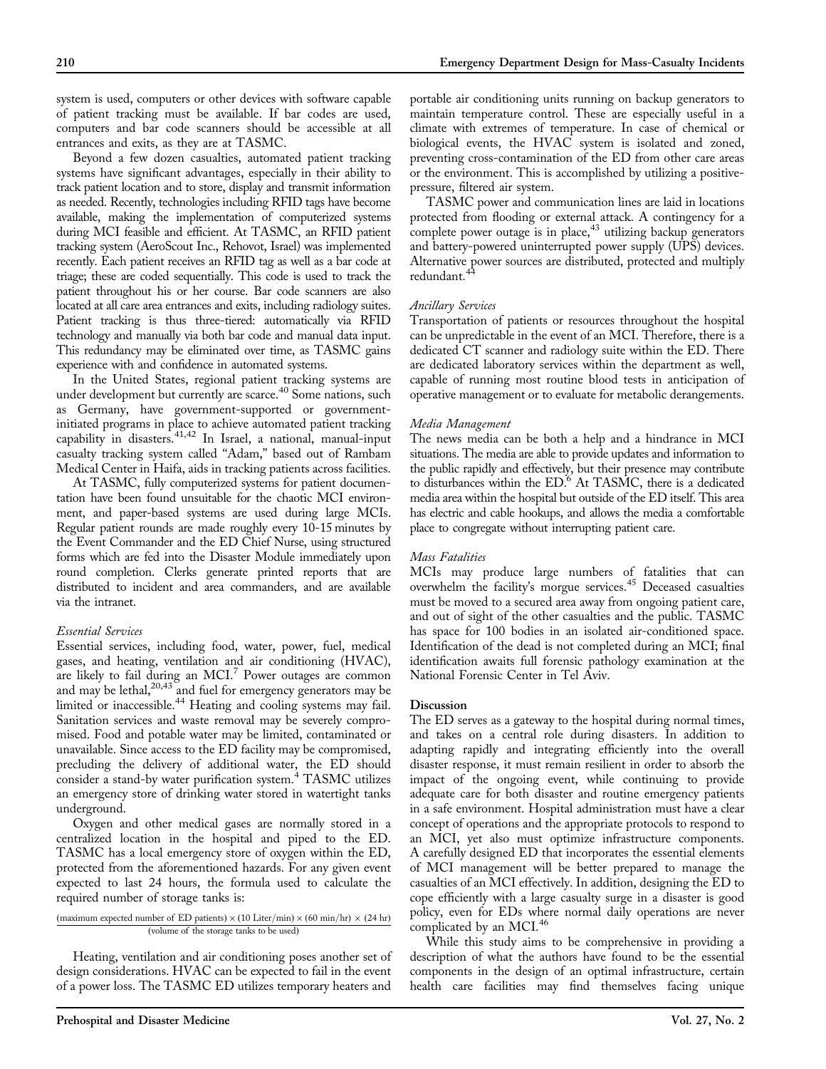system is used, computers or other devices with software capable of patient tracking must be available. If bar codes are used, computers and bar code scanners should be accessible at all entrances and exits, as they are at TASMC.

Beyond a few dozen casualties, automated patient tracking systems have significant advantages, especially in their ability to track patient location and to store, display and transmit information as needed. Recently, technologies including RFID tags have become available, making the implementation of computerized systems during MCI feasible and efficient. At TASMC, an RFID patient tracking system (AeroScout Inc., Rehovot, Israel) was implemented recently. Each patient receives an RFID tag as well as a bar code at triage; these are coded sequentially. This code is used to track the patient throughout his or her course. Bar code scanners are also located at all care area entrances and exits, including radiology suites. Patient tracking is thus three-tiered: automatically via RFID technology and manually via both bar code and manual data input. This redundancy may be eliminated over time, as TASMC gains experience with and confidence in automated systems.

In the United States, regional patient tracking systems are under development but currently are scarce.[40] Some nations, such as Germany, have government-supported or government-initiated programs in place to achieve automated patient tracking capability in disasters.[41,42] In Israel, a national, manual-input casualty tracking system called "Adam," based out of Rambam Medical Center in Haifa, aids in tracking patients across facilities.

At TASMC, fully computerized systems for patient documentation have been found unsuitable for the chaotic MCI environment, and paper-based systems are used during large MCIs. Regular patient rounds are made roughly every 10-15 minutes by the Event Commander and the ED Chief Nurse, using structured forms which are fed into the Disaster Module immediately upon round completion. Clerks generate printed reports that are distributed to incident and area commanders, and are available via the intranet.

*Essential Services*

Essential services, including food, water, power, fuel, medical gases, and heating, ventilation and air conditioning (HVAC), are likely to fail during an MCI.[7] Power outages are common and may be lethal,[20,43] and fuel for emergency generators may be limited or inaccessible.[44] Heating and cooling systems may fail. Sanitation services and waste removal may be severely compromised. Food and potable water may be limited, contaminated or unavailable. Since access to the ED facility may be compromised, precluding the delivery of additional water, the ED should consider a stand-by water purification system.[4] TASMC utilizes an emergency store of drinking water stored in watertight tanks underground.

Oxygen and other medical gases are normally stored in a centralized location in the hospital and piped to the ED. TASMC has a local emergency store of oxygen within the ED, protected from the aforementioned hazards. For any given event expected to last 24 hours, the formula used to calculate the required number of storage tanks is:

$$\frac{(\text{maximum expected number of ED patients}) \times (10\ \text{Liter/min}) \times (60\ \text{min/hr}) \times (24\ \text{hr})}{(\text{volume of the storage tanks to be used})}$$

Heating, ventilation and air conditioning poses another set of design considerations. HVAC can be expected to fail in the event of a power loss. The TASMC ED utilizes temporary heaters and portable air conditioning units running on backup generators to maintain temperature control. These are especially useful in a climate with extremes of temperature. In case of chemical or biological events, the HVAC system is isolated and zoned, preventing cross-contamination of the ED from other care areas or the environment. This is accomplished by utilizing a positive-pressure, filtered air system.

TASMC power and communication lines are laid in locations protected from flooding or external attack. A contingency for a complete power outage is in place,[43] utilizing backup generators and battery-powered uninterrupted power supply (UPS) devices. Alternative power sources are distributed, protected and multiply redundant.[44]

*Ancillary Services*

Transportation of patients or resources throughout the hospital can be unpredictable in the event of an MCI. Therefore, there is a dedicated CT scanner and radiology suite within the ED. There are dedicated laboratory services within the department as well, capable of running most routine blood tests in anticipation of operative management or to evaluate for metabolic derangements.

*Media Management*

The news media can be both a help and a hindrance in MCI situations. The media are able to provide updates and information to the public rapidly and effectively, but their presence may contribute to disturbances within the ED.[6] At TASMC, there is a dedicated media area within the hospital but outside of the ED itself. This area has electric and cable hookups, and allows the media a comfortable place to congregate without interrupting patient care.

*Mass Fatalities*

MCIs may produce large numbers of fatalities that can overwhelm the facility's morgue services.[45] Deceased casualties must be moved to a secured area away from ongoing patient care, and out of sight of the other casualties and the public. TASMC has space for 100 bodies in an isolated air-conditioned space. Identification of the dead is not completed during an MCI; final identification awaits full forensic pathology examination at the National Forensic Center in Tel Aviv.

## Discussion

The ED serves as a gateway to the hospital during normal times, and takes on a central role during disasters. In addition to adapting rapidly and integrating efficiently into the overall disaster response, it must remain resilient in order to absorb the impact of the ongoing event, while continuing to provide adequate care for both disaster and routine emergency patients in a safe environment. Hospital administration must have a clear concept of operations and the appropriate protocols to respond to an MCI, yet also must optimize infrastructure components. A carefully designed ED that incorporates the essential elements of MCI management will be better prepared to manage the casualties of an MCI effectively. In addition, designing the ED to cope efficiently with a large casualty surge in a disaster is good policy, even for EDs where normal daily operations are never complicated by an MCI.[46]

While this study aims to be comprehensive in providing a description of what the authors have found to be the essential components in the design of an optimal infrastructure, certain health care facilities may find themselves facing unique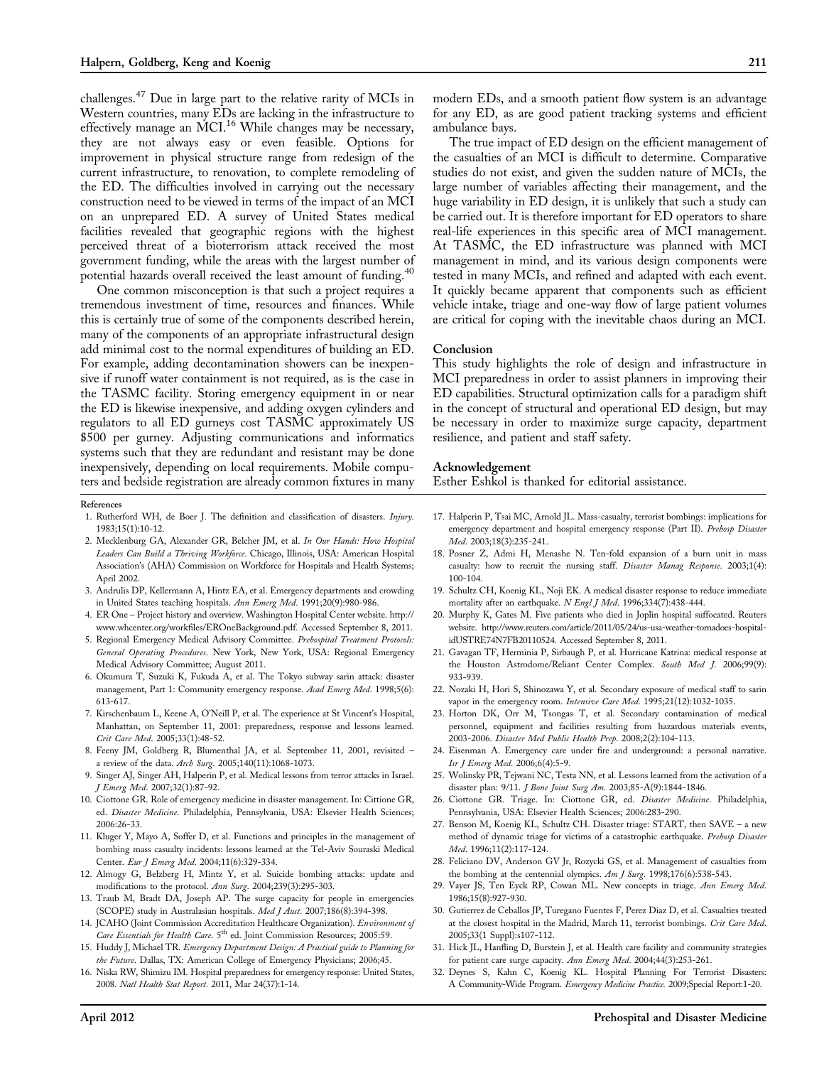challenges.[47] Due in large part to the relative rarity of MCIs in Western countries, many EDs are lacking in the infrastructure to effectively manage an MCI.[16] While changes may be necessary, they are not always easy or even feasible. Options for improvement in physical structure range from redesign of the current infrastructure, to renovation, to complete remodeling of the ED. The difficulties involved in carrying out the necessary construction need to be viewed in terms of the impact of an MCI on an unprepared ED. A survey of United States medical facilities revealed that geographic regions with the highest perceived threat of a bioterrorism attack received the most government funding, while the areas with the largest number of potential hazards overall received the least amount of funding.[40]

One common misconception is that such a project requires a tremendous investment of time, resources and finances. While this is certainly true of some of the components described herein, many of the components of an appropriate infrastructural design add minimal cost to the normal expenditures of building an ED. For example, adding decontamination showers can be inexpensive if runoff water containment is not required, as is the case in the TASMC facility. Storing emergency equipment in or near the ED is likewise inexpensive, and adding oxygen cylinders and regulators to all ED gurneys cost TASMC approximately US $500 per gurney. Adjusting communications and informatics systems such that they are redundant and resistant may be done inexpensively, depending on local requirements. Mobile computers and bedside registration are already common fixtures in many modern EDs, and a smooth patient flow system is an advantage for any ED, as are good patient tracking systems and efficient ambulance bays.

The true impact of ED design on the efficient management of the casualties of an MCI is difficult to determine. Comparative studies do not exist, and given the sudden nature of MCIs, the large number of variables affecting their management, and the huge variability in ED design, it is unlikely that such a study can be carried out. It is therefore important for ED operators to share real-life experiences in this specific area of MCI management. At TASMC, the ED infrastructure was planned with MCI management in mind, and its various design components were tested in many MCIs, and refined and adapted with each event. It quickly became apparent that components such as efficient vehicle intake, triage and one-way flow of large patient volumes are critical for coping with the inevitable chaos during an MCI.

## Conclusion

This study highlights the role of design and infrastructure in MCI preparedness in order to assist planners in improving their ED capabilities. Structural optimization calls for a paradigm shift in the concept of structural and operational ED design, but may be necessary in order to maximize surge capacity, department resilience, and patient and staff safety.

## Acknowledgement

Esther Eshkol is thanked for editorial assistance.

## References

1. Rutherford WH, de Boer J. The definition and classification of disasters. *Injury*. 1983;15(1):10-12.
2. Mecklenburg GA, Alexander GR, Belcher JM, et al. *In Our Hands: How Hospital Leaders Can Build a Thriving Workforce*. Chicago, Illinois, USA: American Hospital Association's (AHA) Commission on Workforce for Hospitals and Health Systems; April 2002.
3. Andrulis DP, Kellermann A, Hintz EA, et al. Emergency departments and crowding in United States teaching hospitals. *Ann Emerg Med*. 1991;20(9):980-986.
4. ER One – Project history and overview. Washington Hospital Center website. http://www.whcenter.org/workfiles/EROneBackground.pdf. Accessed September 8, 2011.
5. Regional Emergency Medical Advisory Committee. *Prehospital Treatment Protocols: General Operating Procedures*. New York, New York, USA: Regional Emergency Medical Advisory Committee; August 2011.
6. Okumura T, Suzuki K, Fukuda A, et al. The Tokyo subway sarin attack: disaster management, Part 1: Community emergency response. *Acad Emerg Med*. 1998;5(6): 613-617.
7. Kirschenbaum L, Keene A, O'Neill P, et al. The experience at St Vincent's Hospital, Manhattan, on September 11, 2001: preparedness, response and lessons learned. *Crit Care Med*. 2005;33(1):48-52.
8. Feeny JM, Goldberg R, Blumenthal JA, et al. September 11, 2001, revisited – a review of the data. *Arch Surg*. 2005;140(11):1068-1073.
9. Singer AJ, Singer AH, Halperin P, et al. Medical lessons from terror attacks in Israel. *J Emerg Med*. 2007;32(1):87-92.
10. Ciottone GR. Role of emergency medicine in disaster management. In: Cittione GR, ed. *Disaster Medicine*. Philadelphia, Pennsylvania, USA: Elsevier Health Sciences; 2006:26-33.
11. Kluger Y, Mayo A, Soffer D, et al. Functions and principles in the management of bombing mass casualty incidents: lessons learned at the Tel-Aviv Souraski Medical Center. *Eur J Emerg Med*. 2004;11(6):329-334.
12. Almogy G, Belzberg H, Mintz Y, et al. Suicide bombing attacks: update and modifications to the protocol. *Ann Surg*. 2004;239(3):295-303.
13. Traub M, Bradt DA, Joseph AP. The surge capacity for people in emergencies (SCOPE) study in Australasian hospitals. *Med J Aust*. 2007;186(8):394-398.
14. JCAHO (Joint Commission Accreditation Healthcare Organization). *Environment of Care Essentials for Health Care*. 5th ed. Joint Commission Resources; 2005:59.
15. Huddy J, Michael TR. *Emergency Department Design: A Practical guide to Planning for the Future*. Dallas, TX: American College of Emergency Physicians; 2006;45.
16. Niska RW, Shimizu IM. Hospital preparedness for emergency response: United States, 2008. *Natl Health Stat Report*. 2011, Mar 24(37):1-14.
17. Halperin P, Tsai MC, Arnold JL. Mass-casualty, terrorist bombings: implications for emergency department and hospital emergency response (Part II). *Prehosp Disaster Med*. 2003;18(3):235-241.
18. Posner Z, Admi H, Menashe N. Ten-fold expansion of a burn unit in mass casualty: how to recruit the nursing staff. *Disaster Manag Response*. 2003;1(4): 100-104.
19. Schultz CH, Koenig KL, Noji EK. A medical disaster response to reduce immediate mortality after an earthquake. *N Engl J Med*. 1996;334(7):438-444.
20. Murphy K, Gates M. Five patients who died in Joplin hospital suffocated. Reuters website. http://www.reuters.com/article/2011/05/24/us-usa-weather-tornadoes-hospital-idUSTRE74N7FB20110524. Accessed September 8, 2011.
21. Gavagan TF, Herminia P, Sirbaugh P, et al. Hurricane Katrina: medical response at the Houston Astrodome/Reliant Center Complex. *South Med J*. 2006;99(9): 933-939.
22. Nozaki H, Hori S, Shinozawa Y, et al. Secondary exposure of medical staff to sarin vapor in the emergency room. *Intensive Care Med*. 1995;21(12):1032-1035.
23. Horton DK, Orr M, Tsongas T, et al. Secondary contamination of medical personnel, equipment and facilities resulting from hazardous materials events, 2003-2006. *Disaster Med Public Health Prep*. 2008;2(2):104-113.
24. Eisenman A. Emergency care under fire and underground: a personal narrative. *Isr J Emerg Med*. 2006;6(4):5-9.
25. Wolinsky PR, Tejwani NC, Testa NN, et al. Lessons learned from the activation of a disaster plan: 9/11. *J Bone Joint Surg Am*. 2003;85-A(9):1844-1846.
26. Ciottone GR. Triage. In: Ciottone GR, ed. *Disaster Medicine*. Philadelphia, Pennsylvania, USA: Elsevier Health Sciences; 2006:283-290.
27. Benson M, Koenig KL, Schultz CH. Disaster triage: START, then SAVE – a new method of dynamic triage for victims of a catastrophic earthquake. *Prehosp Disaster Med*. 1996;11(2):117-124.
28. Feliciano DV, Anderson GV Jr, Rozycki GS, et al. Management of casualties from the bombing at the centennial olympics. *Am J Surg*. 1998;176(6):538-543.
29. Vayer JS, Ten Eyck RP, Cowan ML. New concepts in triage. *Ann Emerg Med*. 1986;15(8):927-930.
30. Gutierrez de Ceballos JP, Turegano Fuentes F, Perez Diaz D, et al. Casualties treated at the closest hospital in the Madrid, March 11, terrorist bombings. *Crit Care Med*. 2005;33(1 Suppl):s107-112.
31. Hick JL, Hanfling D, Burstein J, et al. Health care facility and community strategies for patient care surge capacity. *Ann Emerg Med*. 2004;44(3):253-261.
32. Deynes S, Kahn C, Koenig KL. Hospital Planning For Terrorist Disasters: A Community-Wide Program. *Emergency Medicine Practice*. 2009;Special Report:1-20.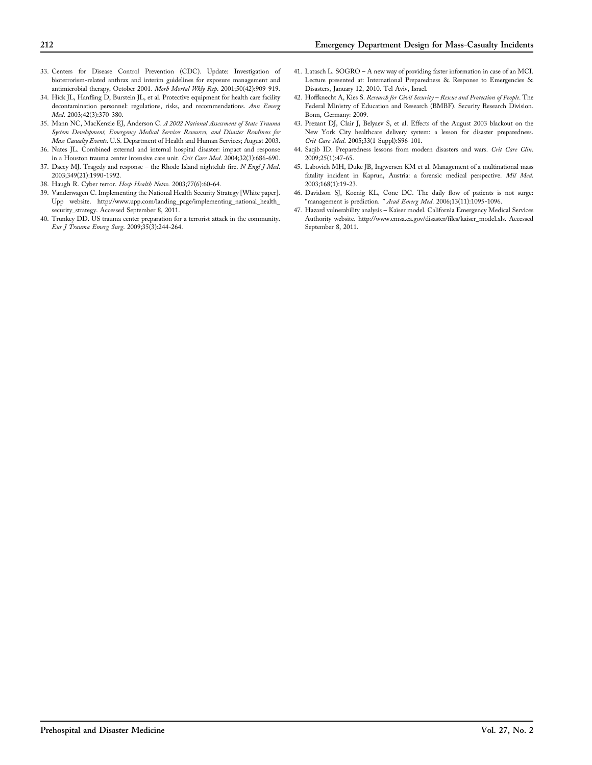33. Centers for Disease Control Prevention (CDC). Update: Investigation of bioterrorism-related anthrax and interim guidelines for exposure management and antimicrobial therapy, October 2001. *Morb Mortal Wkly Rep*. 2001;50(42):909-919.
34. Hick JL, Hanfling D, Burstein JL, et al. Protective equipment for health care facility decontamination personnel: regulations, risks, and recommendations. *Ann Emerg Med*. 2003;42(3):370-380.
35. Mann NC, MacKenzie EJ, Anderson C. *A 2002 National Assessment of State Trauma System Development, Emergency Medical Services Resources, and Disaster Readiness for Mass Casualty Events*. U.S. Department of Health and Human Services; August 2003.
36. Nates JL. Combined external and internal hospital disaster: impact and response in a Houston trauma center intensive care unit. *Crit Care Med*. 2004;32(3):686-690.
37. Dacey MJ. Tragedy and response – the Rhode Island nightclub fire. *N Engl J Med*. 2003;349(21):1990-1992.
38. Haugh R. Cyber terror. *Hosp Health Netw*. 2003;77(6):60-64.
39. Vanderwagen C. Implementing the National Health Security Strategy [White paper]. Upp website. http://www.upp.com/landing_page/implementing_national_health_security_strategy. Accessed September 8, 2011.
40. Trunkey DD. US trauma center preparation for a terrorist attack in the community. *Eur J Trauma Emerg Surg*. 2009;35(3):244-264.
41. Latasch L. SOGRO – A new way of providing faster information in case of an MCI. Lecture presented at: International Preparedness & Response to Emergencies & Disasters, January 12, 2010. Tel Aviv, Israel.
42. Hoffknecht A, Kies S. *Research for Civil Security – Rescue and Protection of People*. The Federal Ministry of Education and Research (BMBF). Security Research Division. Bonn, Germany: 2009.
43. Prezant DJ, Clair J, Belyaev S, et al. Effects of the August 2003 blackout on the New York City healthcare delivery system: a lesson for disaster preparedness. *Crit Care Med*. 2005;33(1 Suppl):S96-101.
44. Saqib ID. Preparedness lessons from modern disasters and wars. *Crit Care Clin*. 2009;25(1):47-65.
45. Labovich MH, Duke JB, Ingwersen KM et al. Management of a multinational mass fatality incident in Kaprun, Austria: a forensic medical perspective. *Mil Med*. 2003;168(1):19-23.
46. Davidson SJ, Koenig KL, Cone DC. The daily flow of patients is not surge: "management is prediction. " *Acad Emerg Med*. 2006;13(11):1095-1096.
47. Hazard vulnerability analysis – Kaiser model. California Emergency Medical Services Authority website. http://www.emsa.ca.gov/disaster/files/kaiser_model.xls. Accessed September 8, 2011.